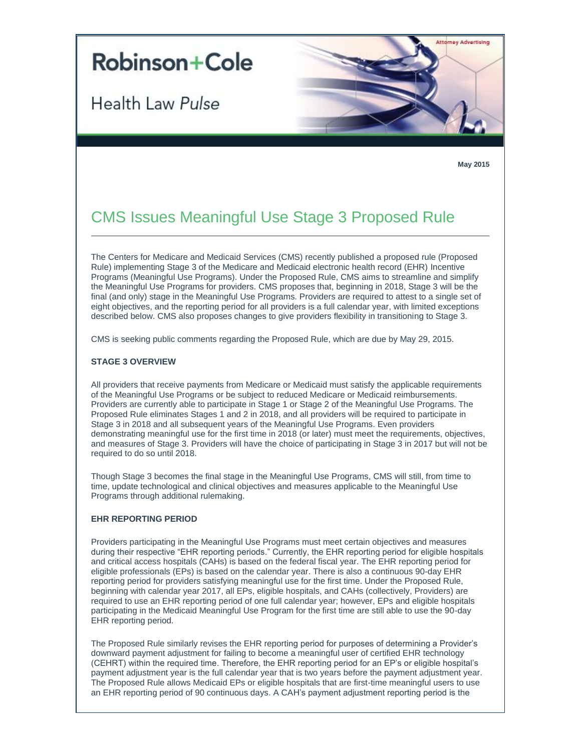# Robinson+Cole

## Health Law *Pulse*

Attorney Advertising

**May 2015**

# CMS Issues Meaningful Use Stage 3 Proposed Rule

The Centers for Medicare and Medicaid Services (CMS) recently published a proposed rule (Proposed Rule) implementing Stage 3 of the Medicare and Medicaid electronic health record (EHR) Incentive Programs (Meaningful Use Programs). Under the Proposed Rule, CMS aims to streamline and simplify the Meaningful Use Programs for providers. CMS proposes that, beginning in 2018, Stage 3 will be the final (and only) stage in the Meaningful Use Programs. Providers are required to attest to a single set of eight objectives, and the reporting period for all providers is a full calendar year, with limited exceptions described below. CMS also proposes changes to give providers flexibility in transitioning to Stage 3.

CMS is seeking public comments regarding the Proposed Rule, which are due by May 29, 2015.

**STAGE 3 OVERVIEW**

All providers that receive payments from Medicare or Medicaid must satisfy the applicable requirements of the Meaningful Use Programs or be subject to reduced Medicare or Medicaid reimbursements. Providers are currently able to participate in Stage 1 or Stage 2 of the Meaningful Use Programs. The Proposed Rule eliminates Stages 1 and 2 in 2018, and all providers will be required to participate in Stage 3 in 2018 and all subsequent years of the Meaningful Use Programs. Even providers demonstrating meaningful use for the first time in 2018 (or later) must meet the requirements, objectives, and measures of Stage 3. Providers will have the choice of participating in Stage 3 in 2017 but will not be required to do so until 2018.

Though Stage 3 becomes the final stage in the Meaningful Use Programs, CMS will still, from time to time, update technological and clinical objectives and measures applicable to the Meaningful Use Programs through additional rulemaking.

**EHR REPORTING PERIOD**

Providers participating in the Meaningful Use Programs must meet certain objectives and measures during their respective "EHR reporting periods." Currently, the EHR reporting period for eligible hospitals and critical access hospitals (CAHs) is based on the federal fiscal year. The EHR reporting period for eligible professionals (EPs) is based on the calendar year. There is also a continuous 90-day EHR reporting period for providers satisfying meaningful use for the first time. Under the Proposed Rule, beginning with calendar year 2017, all EPs, eligible hospitals, and CAHs (collectively, Providers) are required to use an EHR reporting period of one full calendar year; however, EPs and eligible hospitals participating in the Medicaid Meaningful Use Program for the first time are still able to use the 90-day EHR reporting period.

The Proposed Rule similarly revises the EHR reporting period for purposes of determining a Provider's downward payment adjustment for failing to become a meaningful user of certified EHR technology (CEHRT) within the required time. Therefore, the EHR reporting period for an EP's or eligible hospital's payment adjustment year is the full calendar year that is two years before the payment adjustment year. The Proposed Rule allows Medicaid EPs or eligible hospitals that are first-time meaningful users to use an EHR reporting period of 90 continuous days. A CAH's payment adjustment reporting period is the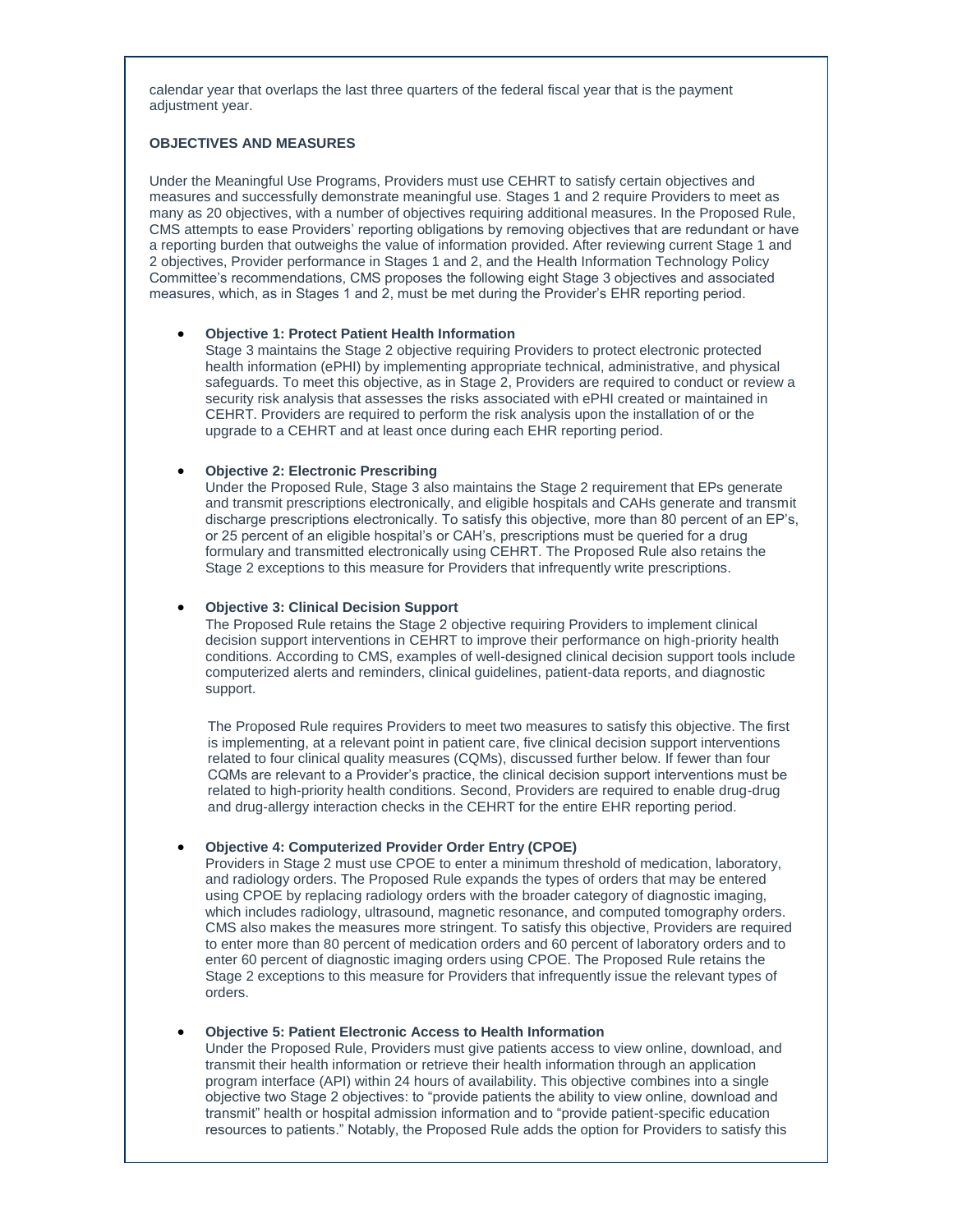calendar year that overlaps the last three quarters of the federal fiscal year that is the payment adjustment year.

**OBJECTIVES AND MEASURES**

Under the Meaningful Use Programs, Providers must use CEHRT to satisfy certain objectives and measures and successfully demonstrate meaningful use. Stages 1 and 2 require Providers to meet as many as 20 objectives, with a number of objectives requiring additional measures. In the Proposed Rule, CMS attempts to ease Providers' reporting obligations by removing objectives that are redundant or have a reporting burden that outweighs the value of information provided. After reviewing current Stage 1 and 2 objectives, Provider performance in Stages 1 and 2, and the Health Information Technology Policy Committee's recommendations, CMS proposes the following eight Stage 3 objectives and associated measures, which, as in Stages 1 and 2, must be met during the Provider's EHR reporting period.

- **Objective 1: Protect Patient Health Information**
  Stage 3 maintains the Stage 2 objective requiring Providers to protect electronic protected health information (ePHI) by implementing appropriate technical, administrative, and physical safeguards. To meet this objective, as in Stage 2, Providers are required to conduct or review a security risk analysis that assesses the risks associated with ePHI created or maintained in CEHRT. Providers are required to perform the risk analysis upon the installation of or the upgrade to a CEHRT and at least once during each EHR reporting period.

- **Objective 2: Electronic Prescribing**
  Under the Proposed Rule, Stage 3 also maintains the Stage 2 requirement that EPs generate and transmit prescriptions electronically, and eligible hospitals and CAHs generate and transmit discharge prescriptions electronically. To satisfy this objective, more than 80 percent of an EP's, or 25 percent of an eligible hospital's or CAH's, prescriptions must be queried for a drug formulary and transmitted electronically using CEHRT. The Proposed Rule also retains the Stage 2 exceptions to this measure for Providers that infrequently write prescriptions.

- **Objective 3: Clinical Decision Support**
  The Proposed Rule retains the Stage 2 objective requiring Providers to implement clinical decision support interventions in CEHRT to improve their performance on high-priority health conditions. According to CMS, examples of well-designed clinical decision support tools include computerized alerts and reminders, clinical guidelines, patient-data reports, and diagnostic support.

  The Proposed Rule requires Providers to meet two measures to satisfy this objective. The first is implementing, at a relevant point in patient care, five clinical decision support interventions related to four clinical quality measures (CQMs), discussed further below. If fewer than four CQMs are relevant to a Provider's practice, the clinical decision support interventions must be related to high-priority health conditions. Second, Providers are required to enable drug-drug and drug-allergy interaction checks in the CEHRT for the entire EHR reporting period.

- **Objective 4: Computerized Provider Order Entry (CPOE)**
  Providers in Stage 2 must use CPOE to enter a minimum threshold of medication, laboratory, and radiology orders. The Proposed Rule expands the types of orders that may be entered using CPOE by replacing radiology orders with the broader category of diagnostic imaging, which includes radiology, ultrasound, magnetic resonance, and computed tomography orders. CMS also makes the measures more stringent. To satisfy this objective, Providers are required to enter more than 80 percent of medication orders and 60 percent of laboratory orders and to enter 60 percent of diagnostic imaging orders using CPOE. The Proposed Rule retains the Stage 2 exceptions to this measure for Providers that infrequently issue the relevant types of orders.

- **Objective 5: Patient Electronic Access to Health Information**
  Under the Proposed Rule, Providers must give patients access to view online, download, and transmit their health information or retrieve their health information through an application program interface (API) within 24 hours of availability. This objective combines into a single objective two Stage 2 objectives: to "provide patients the ability to view online, download and transmit" health or hospital admission information and to "provide patient-specific education resources to patients." Notably, the Proposed Rule adds the option for Providers to satisfy this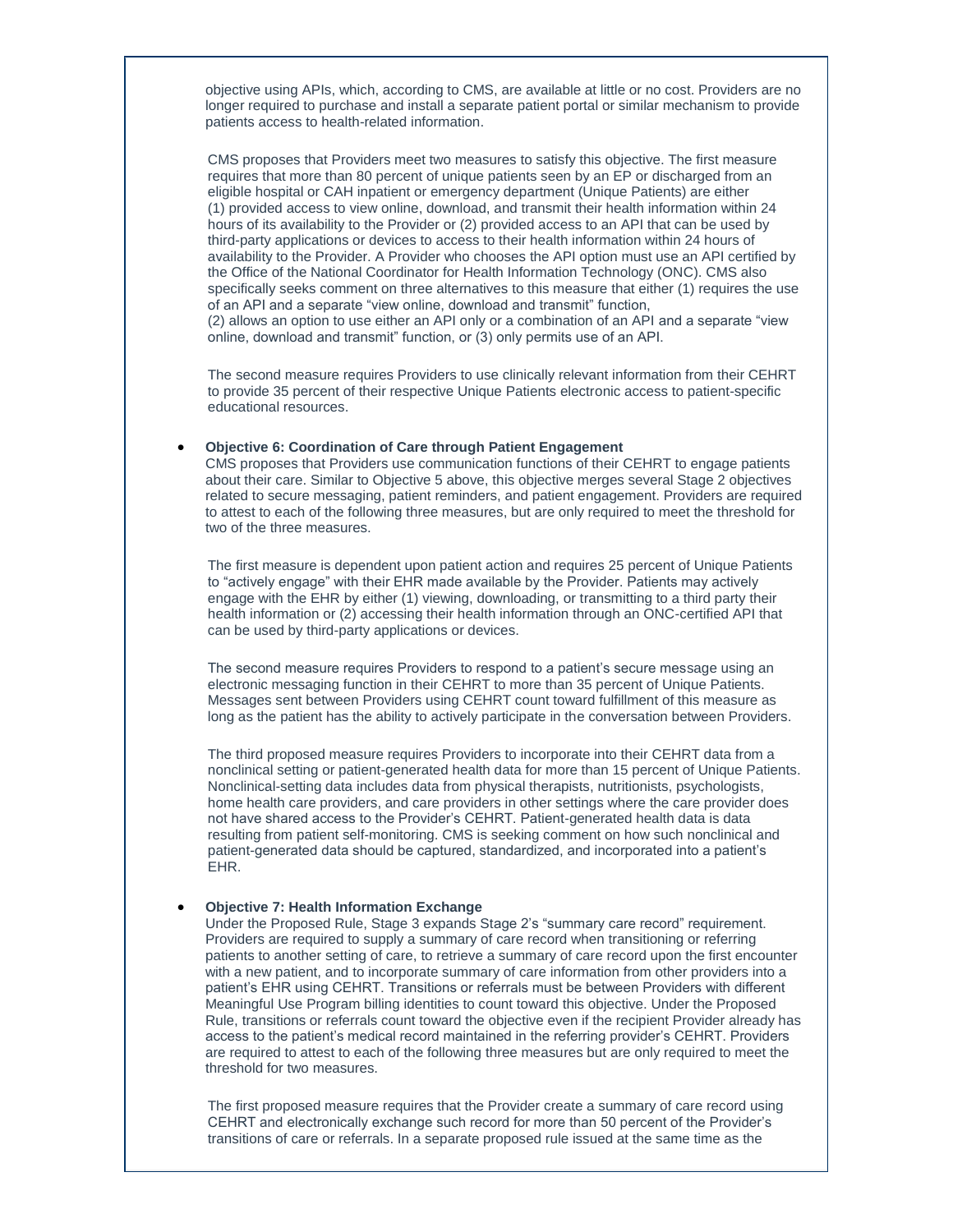objective using APIs, which, according to CMS, are available at little or no cost. Providers are no longer required to purchase and install a separate patient portal or similar mechanism to provide patients access to health-related information.

CMS proposes that Providers meet two measures to satisfy this objective. The first measure requires that more than 80 percent of unique patients seen by an EP or discharged from an eligible hospital or CAH inpatient or emergency department (Unique Patients) are either (1) provided access to view online, download, and transmit their health information within 24 hours of its availability to the Provider or (2) provided access to an API that can be used by third-party applications or devices to access to their health information within 24 hours of availability to the Provider. A Provider who chooses the API option must use an API certified by the Office of the National Coordinator for Health Information Technology (ONC). CMS also specifically seeks comment on three alternatives to this measure that either (1) requires the use of an API and a separate "view online, download and transmit" function, (2) allows an option to use either an API only or a combination of an API and a separate "view online, download and transmit" function, or (3) only permits use of an API.

The second measure requires Providers to use clinically relevant information from their CEHRT to provide 35 percent of their respective Unique Patients electronic access to patient-specific educational resources.

- **Objective 6: Coordination of Care through Patient Engagement**
  CMS proposes that Providers use communication functions of their CEHRT to engage patients about their care. Similar to Objective 5 above, this objective merges several Stage 2 objectives related to secure messaging, patient reminders, and patient engagement. Providers are required to attest to each of the following three measures, but are only required to meet the threshold for two of the three measures.

  The first measure is dependent upon patient action and requires 25 percent of Unique Patients to "actively engage" with their EHR made available by the Provider. Patients may actively engage with the EHR by either (1) viewing, downloading, or transmitting to a third party their health information or (2) accessing their health information through an ONC-certified API that can be used by third-party applications or devices.

  The second measure requires Providers to respond to a patient's secure message using an electronic messaging function in their CEHRT to more than 35 percent of Unique Patients. Messages sent between Providers using CEHRT count toward fulfillment of this measure as long as the patient has the ability to actively participate in the conversation between Providers.

  The third proposed measure requires Providers to incorporate into their CEHRT data from a nonclinical setting or patient-generated health data for more than 15 percent of Unique Patients. Nonclinical-setting data includes data from physical therapists, nutritionists, psychologists, home health care providers, and care providers in other settings where the care provider does not have shared access to the Provider's CEHRT. Patient-generated health data is data resulting from patient self-monitoring. CMS is seeking comment on how such nonclinical and patient-generated data should be captured, standardized, and incorporated into a patient's EHR.

- **Objective 7: Health Information Exchange**
  Under the Proposed Rule, Stage 3 expands Stage 2's "summary care record" requirement. Providers are required to supply a summary of care record when transitioning or referring patients to another setting of care, to retrieve a summary of care record upon the first encounter with a new patient, and to incorporate summary of care information from other providers into a patient's EHR using CEHRT. Transitions or referrals must be between Providers with different Meaningful Use Program billing identities to count toward this objective. Under the Proposed Rule, transitions or referrals count toward the objective even if the recipient Provider already has access to the patient's medical record maintained in the referring provider's CEHRT. Providers are required to attest to each of the following three measures but are only required to meet the threshold for two measures.

  The first proposed measure requires that the Provider create a summary of care record using CEHRT and electronically exchange such record for more than 50 percent of the Provider's transitions of care or referrals. In a separate proposed rule issued at the same time as the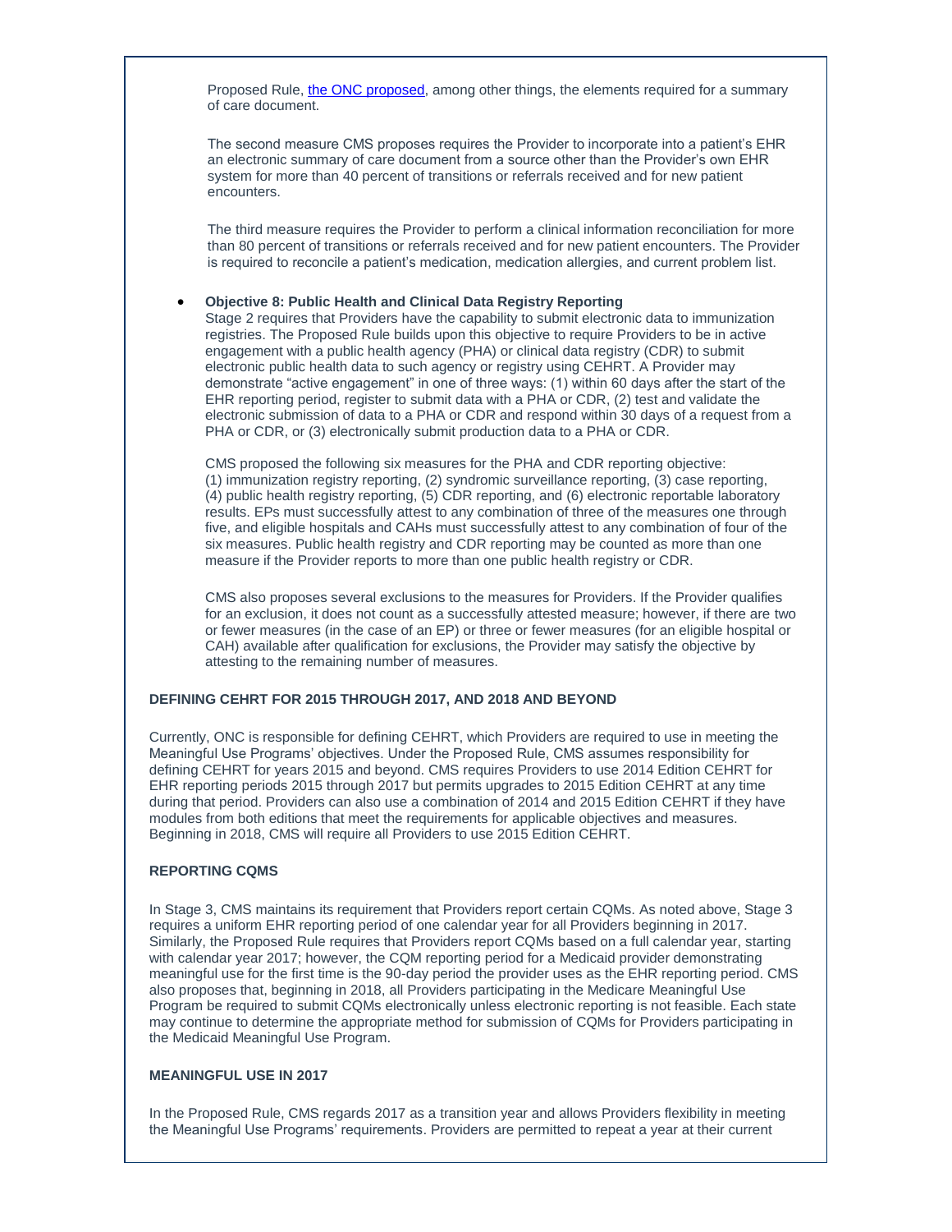Proposed Rule, [the ONC proposed](#), among other things, the elements required for a summary of care document.

The second measure CMS proposes requires the Provider to incorporate into a patient's EHR an electronic summary of care document from a source other than the Provider's own EHR system for more than 40 percent of transitions or referrals received and for new patient encounters.

The third measure requires the Provider to perform a clinical information reconciliation for more than 80 percent of transitions or referrals received and for new patient encounters. The Provider is required to reconcile a patient's medication, medication allergies, and current problem list.

- **Objective 8: Public Health and Clinical Data Registry Reporting**
  Stage 2 requires that Providers have the capability to submit electronic data to immunization registries. The Proposed Rule builds upon this objective to require Providers to be in active engagement with a public health agency (PHA) or clinical data registry (CDR) to submit electronic public health data to such agency or registry using CEHRT. A Provider may demonstrate "active engagement" in one of three ways: (1) within 60 days after the start of the EHR reporting period, register to submit data with a PHA or CDR, (2) test and validate the electronic submission of data to a PHA or CDR and respond within 30 days of a request from a PHA or CDR, or (3) electronically submit production data to a PHA or CDR.

  CMS proposed the following six measures for the PHA and CDR reporting objective: (1) immunization registry reporting, (2) syndromic surveillance reporting, (3) case reporting, (4) public health registry reporting, (5) CDR reporting, and (6) electronic reportable laboratory results. EPs must successfully attest to any combination of three of the measures one through five, and eligible hospitals and CAHs must successfully attest to any combination of four of the six measures. Public health registry and CDR reporting may be counted as more than one measure if the Provider reports to more than one public health registry or CDR.

  CMS also proposes several exclusions to the measures for Providers. If the Provider qualifies for an exclusion, it does not count as a successfully attested measure; however, if there are two or fewer measures (in the case of an EP) or three or fewer measures (for an eligible hospital or CAH) available after qualification for exclusions, the Provider may satisfy the objective by attesting to the remaining number of measures.

### DEFINING CEHRT FOR 2015 THROUGH 2017, AND 2018 AND BEYOND

Currently, ONC is responsible for defining CEHRT, which Providers are required to use in meeting the Meaningful Use Programs' objectives. Under the Proposed Rule, CMS assumes responsibility for defining CEHRT for years 2015 and beyond. CMS requires Providers to use 2014 Edition CEHRT for EHR reporting periods 2015 through 2017 but permits upgrades to 2015 Edition CEHRT at any time during that period. Providers can also use a combination of 2014 and 2015 Edition CEHRT if they have modules from both editions that meet the requirements for applicable objectives and measures. Beginning in 2018, CMS will require all Providers to use 2015 Edition CEHRT.

### REPORTING CQMS

In Stage 3, CMS maintains its requirement that Providers report certain CQMs. As noted above, Stage 3 requires a uniform EHR reporting period of one calendar year for all Providers beginning in 2017. Similarly, the Proposed Rule requires that Providers report CQMs based on a full calendar year, starting with calendar year 2017; however, the CQM reporting period for a Medicaid provider demonstrating meaningful use for the first time is the 90-day period the provider uses as the EHR reporting period. CMS also proposes that, beginning in 2018, all Providers participating in the Medicare Meaningful Use Program be required to submit CQMs electronically unless electronic reporting is not feasible. Each state may continue to determine the appropriate method for submission of CQMs for Providers participating in the Medicaid Meaningful Use Program.

### MEANINGFUL USE IN 2017

In the Proposed Rule, CMS regards 2017 as a transition year and allows Providers flexibility in meeting the Meaningful Use Programs' requirements. Providers are permitted to repeat a year at their current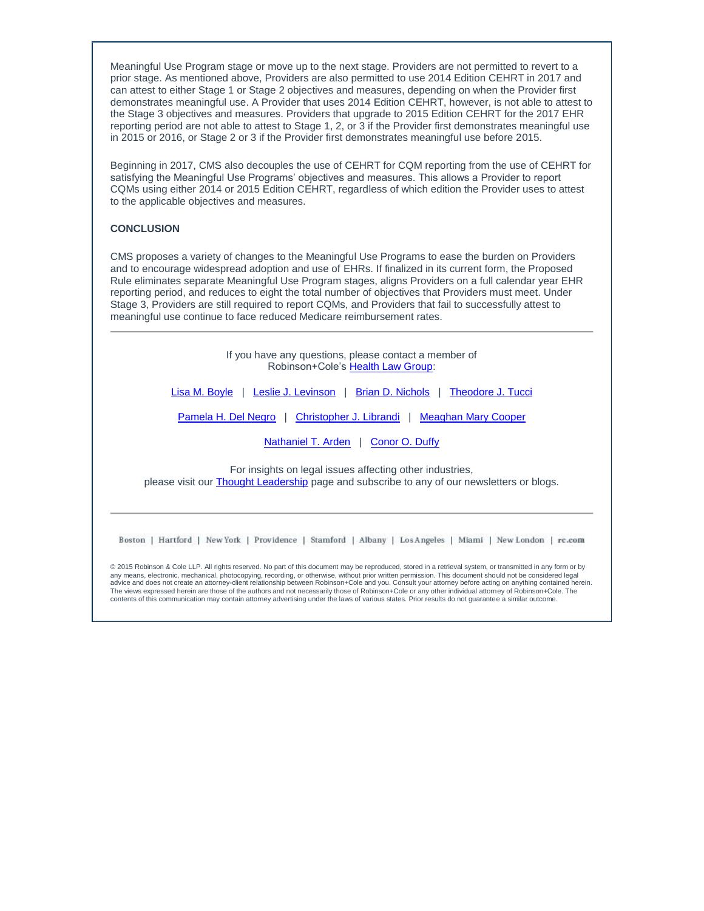Meaningful Use Program stage or move up to the next stage. Providers are not permitted to revert to a prior stage. As mentioned above, Providers are also permitted to use 2014 Edition CEHRT in 2017 and can attest to either Stage 1 or Stage 2 objectives and measures, depending on when the Provider first demonstrates meaningful use. A Provider that uses 2014 Edition CEHRT, however, is not able to attest to the Stage 3 objectives and measures. Providers that upgrade to 2015 Edition CEHRT for the 2017 EHR reporting period are not able to attest to Stage 1, 2, or 3 if the Provider first demonstrates meaningful use in 2015 or 2016, or Stage 2 or 3 if the Provider first demonstrates meaningful use before 2015.

Beginning in 2017, CMS also decouples the use of CEHRT for CQM reporting from the use of CEHRT for satisfying the Meaningful Use Programs' objectives and measures. This allows a Provider to report CQMs using either 2014 or 2015 Edition CEHRT, regardless of which edition the Provider uses to attest to the applicable objectives and measures.

**CONCLUSION**

CMS proposes a variety of changes to the Meaningful Use Programs to ease the burden on Providers and to encourage widespread adoption and use of EHRs. If finalized in its current form, the Proposed Rule eliminates separate Meaningful Use Program stages, aligns Providers on a full calendar year EHR reporting period, and reduces to eight the total number of objectives that Providers must meet. Under Stage 3, Providers are still required to report CQMs, and Providers that fail to successfully attest to meaningful use continue to face reduced Medicare reimbursement rates.

---

If you have any questions, please contact a member of Robinson+Cole's Health Law Group:

Lisa M. Boyle | Leslie J. Levinson | Brian D. Nichols | Theodore J. Tucci

Pamela H. Del Negro | Christopher J. Librandi | Meaghan Mary Cooper

Nathaniel T. Arden | Conor O. Duffy

For insights on legal issues affecting other industries, please visit our Thought Leadership page and subscribe to any of our newsletters or blogs.

---

Boston | Hartford | New York | Providence | Stamford | Albany | Los Angeles | Miami | New London | rc.com

© 2015 Robinson & Cole LLP. All rights reserved. No part of this document may be reproduced, stored in a retrieval system, or transmitted in any form or by any means, electronic, mechanical, photocopying, recording, or otherwise, without prior written permission. This document should not be considered legal advice and does not create an attorney-client relationship between Robinson+Cole and you. Consult your attorney before acting on anything contained herein. The views expressed herein are those of the authors and not necessarily those of Robinson+Cole or any other individual attorney of Robinson+Cole. The contents of this communication may contain attorney advertising under the laws of various states. Prior results do not guarantee a similar outcome.